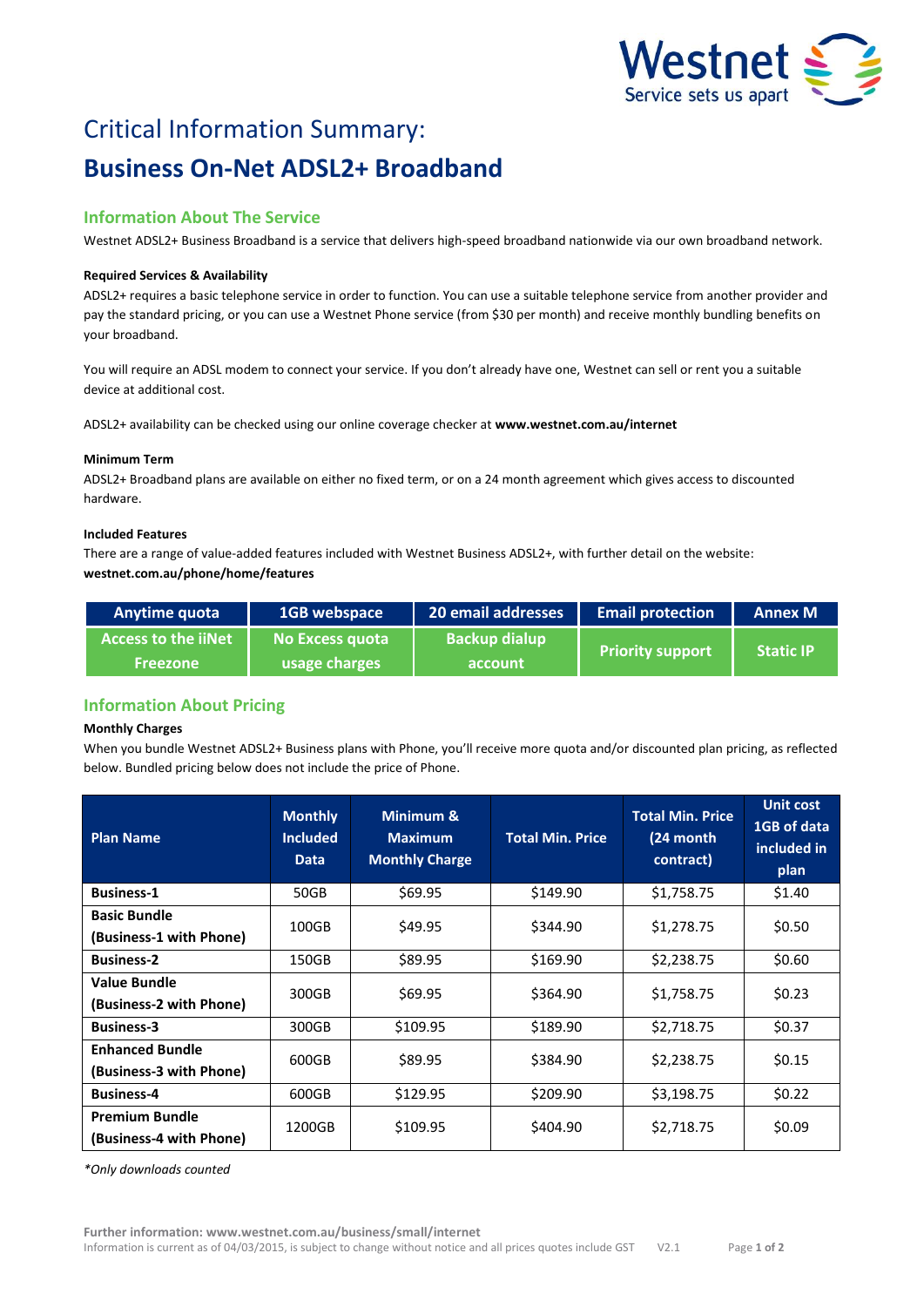Westnet
Service sets us apart

# Critical Information Summary:

# Business On-Net ADSL2+ Broadband

## Information About The Service

Westnet ADSL2+ Business Broadband is a service that delivers high-speed broadband nationwide via our own broadband network.

**Required Services & Availability**

ADSL2+ requires a basic telephone service in order to function. You can use a suitable telephone service from another provider and pay the standard pricing, or you can use a Westnet Phone service (from $30 per month) and receive monthly bundling benefits on your broadband.

You will require an ADSL modem to connect your service. If you don't already have one, Westnet can sell or rent you a suitable device at additional cost.

ADSL2+ availability can be checked using our online coverage checker at **www.westnet.com.au/internet**

**Minimum Term**

ADSL2+ Broadband plans are available on either no fixed term, or on a 24 month agreement which gives access to discounted hardware.

**Included Features**

There are a range of value-added features included with Westnet Business ADSL2+, with further detail on the website: **westnet.com.au/phone/home/features**

| Anytime quota | 1GB webspace | 20 email addresses | Email protection | Annex M |
|---|---|---|---|---|
| Access to the iiNet Freezone | No Excess quota usage charges | Backup dialup account | Priority support | Static IP |

## Information About Pricing

**Monthly Charges**

When you bundle Westnet ADSL2+ Business plans with Phone, you'll receive more quota and/or discounted plan pricing, as reflected below. Bundled pricing below does not include the price of Phone.

| Plan Name | Monthly Included Data | Minimum & Maximum Monthly Charge | Total Min. Price | Total Min. Price (24 month contract) | Unit cost 1GB of data included in plan |
|---|---|---|---|---|---|
| **Business-1** | 50GB | $69.95 | $149.90 | $1,758.75 | $1.40 |
| **Basic Bundle (Business-1 with Phone)** | 100GB | $49.95 | $344.90 | $1,278.75 | $0.50 |
| **Business-2** | 150GB | $89.95 | $169.90 | $2,238.75 | $0.60 |
| **Value Bundle (Business-2 with Phone)** | 300GB | $69.95 | $364.90 | $1,758.75 | $0.23 |
| **Business-3** | 300GB | $109.95 | $189.90 | $2,718.75 | $0.37 |
| **Enhanced Bundle (Business-3 with Phone)** | 600GB | $89.95 | $384.90 | $2,238.75 | $0.15 |
| **Business-4** | 600GB | $129.95 | $209.90 | $3,198.75 | $0.22 |
| **Premium Bundle (Business-4 with Phone)** | 1200GB | $109.95 | $404.90 | $2,718.75 | $0.09 |

*Only downloads counted

**Further information: www.westnet.com.au/business/small/internet**

Information is current as of 04/03/2015, is subject to change without notice and all prices quotes include GST V2.1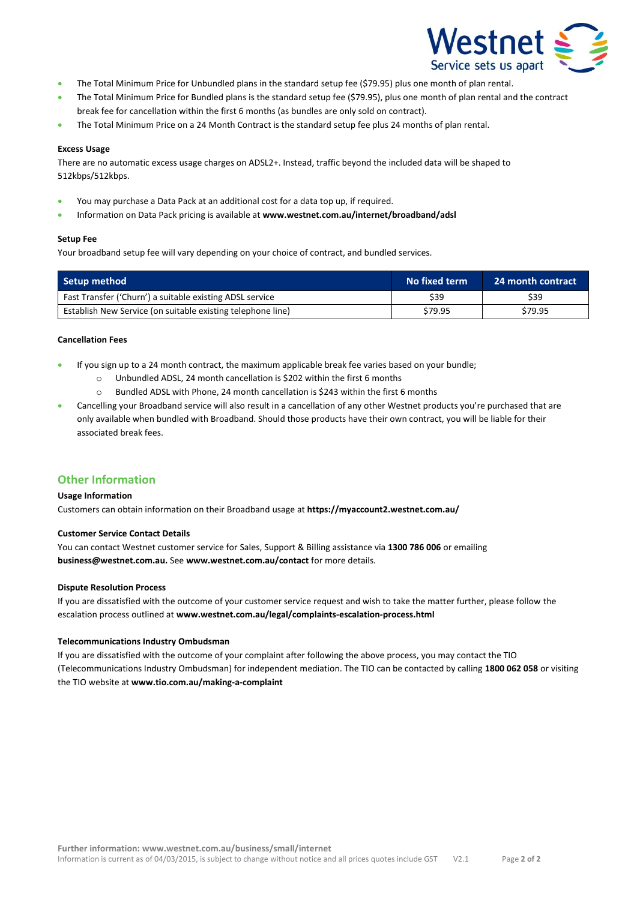- The Total Minimum Price for Unbundled plans in the standard setup fee ($79.95) plus one month of plan rental.
- The Total Minimum Price for Bundled plans is the standard setup fee ($79.95), plus one month of plan rental and the contract break fee for cancellation within the first 6 months (as bundles are only sold on contract).
- The Total Minimum Price on a 24 Month Contract is the standard setup fee plus 24 months of plan rental.

**Excess Usage**

There are no automatic excess usage charges on ADSL2+. Instead, traffic beyond the included data will be shaped to 512kbps/512kbps.

- You may purchase a Data Pack at an additional cost for a data top up, if required.
- Information on Data Pack pricing is available at **www.westnet.com.au/internet/broadband/adsl**

**Setup Fee**

Your broadband setup fee will vary depending on your choice of contract, and bundled services.

| Setup method | No fixed term | 24 month contract |
|---|---|---|
| Fast Transfer ('Churn') a suitable existing ADSL service | $39 | $39 |
| Establish New Service (on suitable existing telephone line) | $79.95 | $79.95 |

**Cancellation Fees**

- If you sign up to a 24 month contract, the maximum applicable break fee varies based on your bundle;
  - Unbundled ADSL, 24 month cancellation is $202 within the first 6 months
  - Bundled ADSL with Phone, 24 month cancellation is $243 within the first 6 months
- Cancelling your Broadband service will also result in a cancellation of any other Westnet products you're purchased that are only available when bundled with Broadband. Should those products have their own contract, you will be liable for their associated break fees.

## Other Information

**Usage Information**

Customers can obtain information on their Broadband usage at **https://myaccount2.westnet.com.au/**

**Customer Service Contact Details**

You can contact Westnet customer service for Sales, Support & Billing assistance via **1300 786 006** or emailing **business@westnet.com.au.** See **www.westnet.com.au/contact** for more details.

**Dispute Resolution Process**

If you are dissatisfied with the outcome of your customer service request and wish to take the matter further, please follow the escalation process outlined at **www.westnet.com.au/legal/complaints-escalation-process.html**

**Telecommunications Industry Ombudsman**

If you are dissatisfied with the outcome of your complaint after following the above process, you may contact the TIO (Telecommunications Industry Ombudsman) for independent mediation. The TIO can be contacted by calling **1800 062 058** or visiting the TIO website at **www.tio.com.au/making-a-complaint**

**Further information: www.westnet.com.au/business/small/internet**
Information is current as of 04/03/2015, is subject to change without notice and all prices quotes include GST V2.1